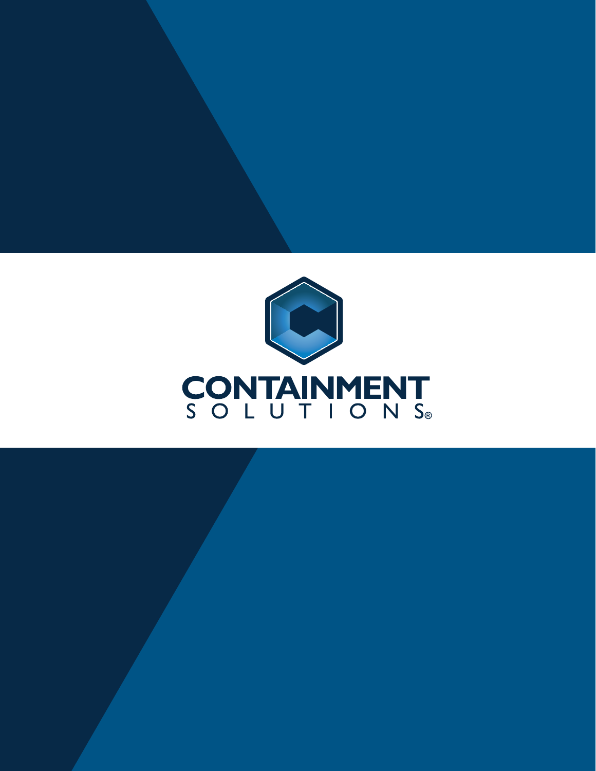# CONTAINMENT SOLUTIONS®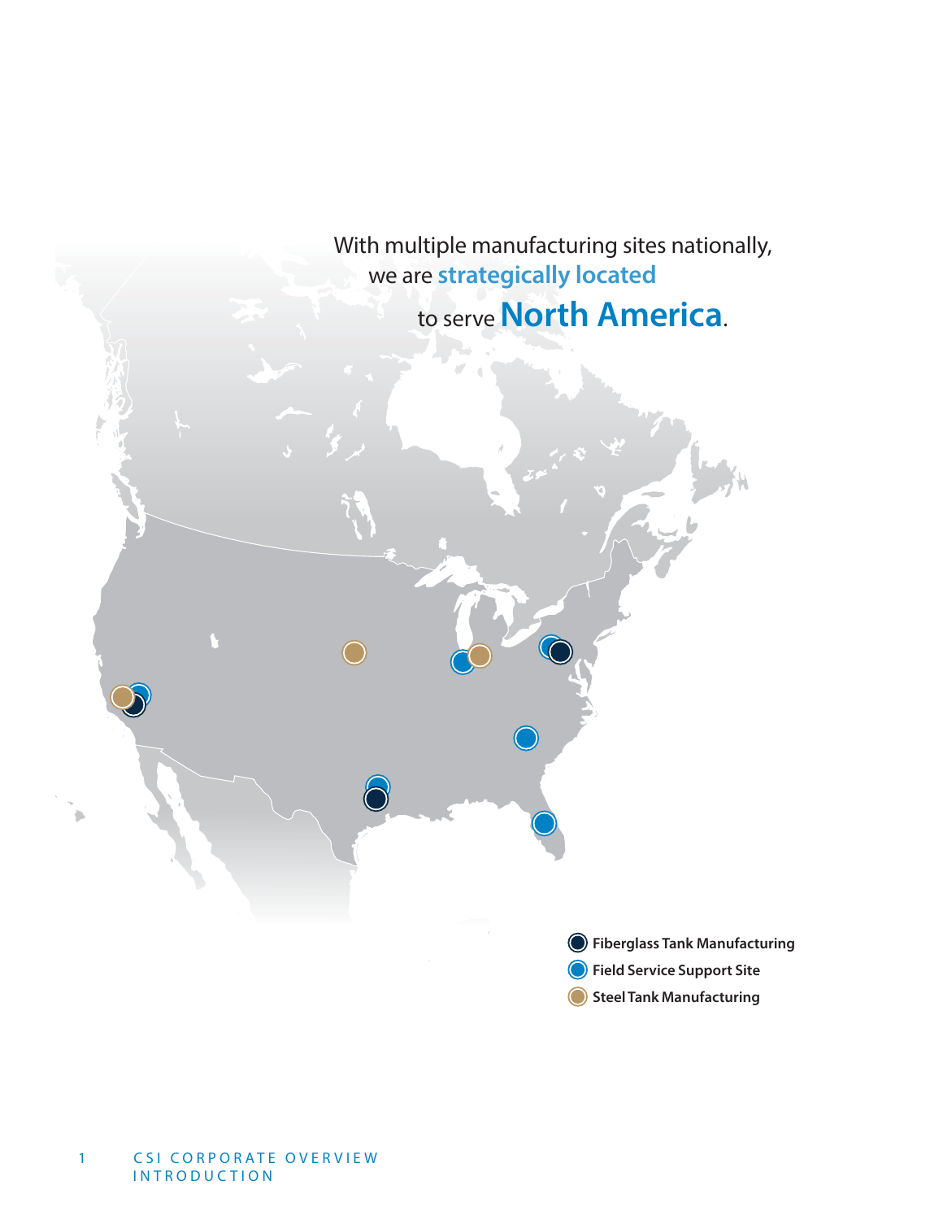With multiple manufacturing sites nationally, we are **strategically located** to serve **North America**.

- Fiberglass Tank Manufacturing
- Field Service Support Site
- Steel Tank Manufacturing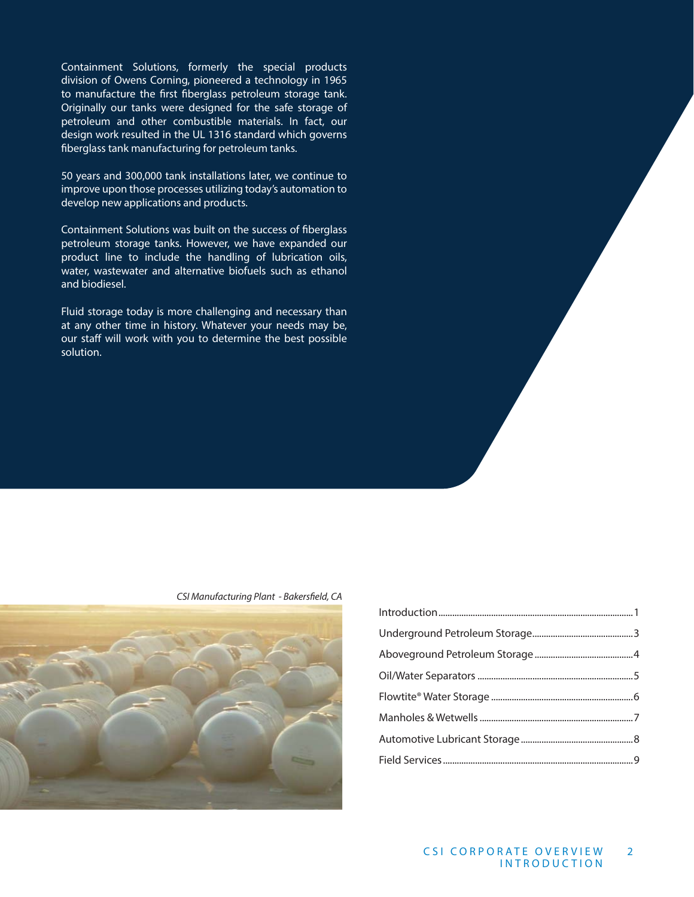Containment Solutions, formerly the special products division of Owens Corning, pioneered a technology in 1965 to manufacture the first fiberglass petroleum storage tank. Originally our tanks were designed for the safe storage of petroleum and other combustible materials. In fact, our design work resulted in the UL 1316 standard which governs fiberglass tank manufacturing for petroleum tanks.

50 years and 300,000 tank installations later, we continue to improve upon those processes utilizing today's automation to develop new applications and products.

Containment Solutions was built on the success of fiberglass petroleum storage tanks. However, we have expanded our product line to include the handling of lubrication oils, water, wastewater and alternative biofuels such as ethanol and biodiesel.

Fluid storage today is more challenging and necessary than at any other time in history. Whatever your needs may be, our staff will work with you to determine the best possible solution.

*CSI Manufacturing Plant - Bakersfield, CA*

| | |
|---|---|
| Introduction | 1 |
| Underground Petroleum Storage | 3 |
| Aboveground Petroleum Storage | 4 |
| Oil/Water Separators | 5 |
| Flowtite® Water Storage | 6 |
| Manholes & Wetwells | 7 |
| Automotive Lubricant Storage | 8 |
| Field Services | 9 |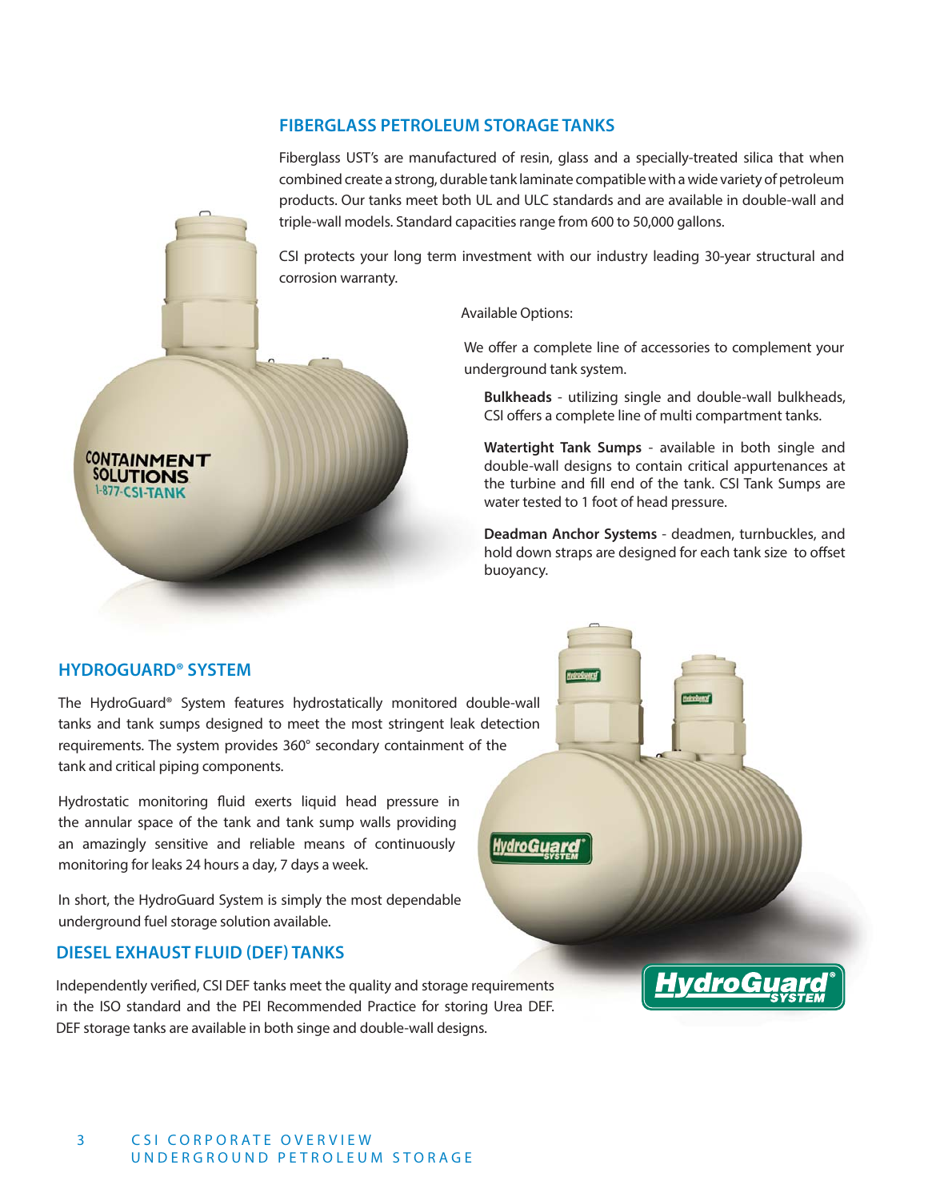## FIBERGLASS PETROLEUM STORAGE TANKS

Fiberglass UST's are manufactured of resin, glass and a specially-treated silica that when combined create a strong, durable tank laminate compatible with a wide variety of petroleum products. Our tanks meet both UL and ULC standards and are available in double-wall and triple-wall models. Standard capacities range from 600 to 50,000 gallons.

CSI protects your long term investment with our industry leading 30-year structural and corrosion warranty.

Available Options:

We offer a complete line of accessories to complement your underground tank system.

**Bulkheads** - utilizing single and double-wall bulkheads, CSI offers a complete line of multi compartment tanks.

**Watertight Tank Sumps** - available in both single and double-wall designs to contain critical appurtenances at the turbine and fill end of the tank. CSI Tank Sumps are water tested to 1 foot of head pressure.

**Deadman Anchor Systems** - deadmen, turnbuckles, and hold down straps are designed for each tank size to offset buoyancy.

## HYDROGUARD® SYSTEM

The HydroGuard® System features hydrostatically monitored double-wall tanks and tank sumps designed to meet the most stringent leak detection requirements. The system provides 360° secondary containment of the tank and critical piping components.

Hydrostatic monitoring fluid exerts liquid head pressure in the annular space of the tank and tank sump walls providing an amazingly sensitive and reliable means of continuously monitoring for leaks 24 hours a day, 7 days a week.

In short, the HydroGuard System is simply the most dependable underground fuel storage solution available.

## DIESEL EXHAUST FLUID (DEF) TANKS

Independently verified, CSI DEF tanks meet the quality and storage requirements in the ISO standard and the PEI Recommended Practice for storing Urea DEF. DEF storage tanks are available in both singe and double-wall designs.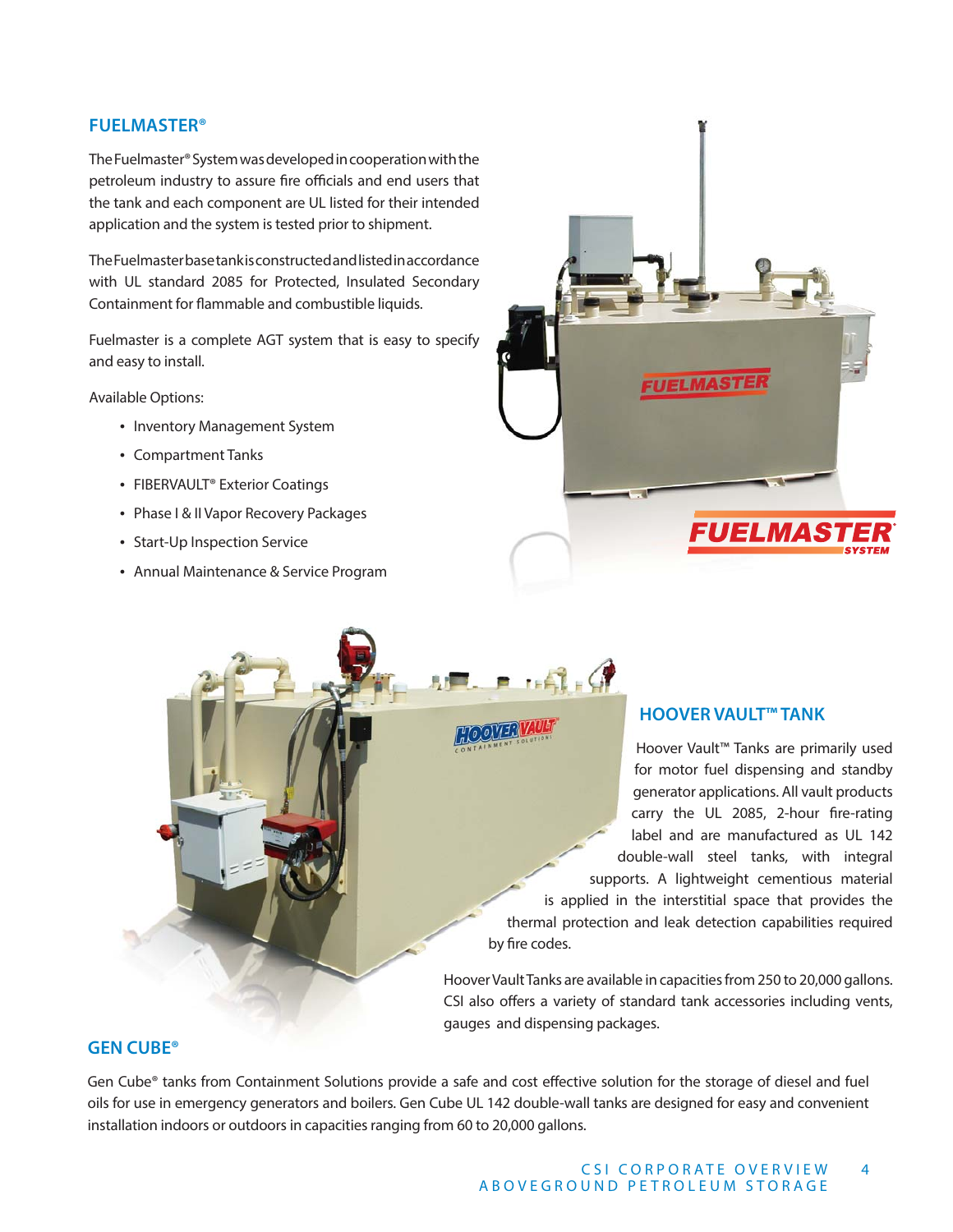## FUELMASTER®

The Fuelmaster® System was developed in cooperation with the petroleum industry to assure fire officials and end users that the tank and each component are UL listed for their intended application and the system is tested prior to shipment.

The Fuelmaster base tank is constructed and listed in accordance with UL standard 2085 for Protected, Insulated Secondary Containment for flammable and combustible liquids.

Fuelmaster is a complete AGT system that is easy to specify and easy to install.

Available Options:

- Inventory Management System
- Compartment Tanks
- FIBERVAULT® Exterior Coatings
- Phase I & II Vapor Recovery Packages
- Start-Up Inspection Service
- Annual Maintenance & Service Program

## HOOVER VAULT™ TANK

Hoover Vault™ Tanks are primarily used for motor fuel dispensing and standby generator applications. All vault products carry the UL 2085, 2-hour fire-rating label and are manufactured as UL 142 double-wall steel tanks, with integral supports. A lightweight cementious material is applied in the interstitial space that provides the thermal protection and leak detection capabilities required by fire codes.

Hoover Vault Tanks are available in capacities from 250 to 20,000 gallons. CSI also offers a variety of standard tank accessories including vents, gauges and dispensing packages.

## GEN CUBE®

Gen Cube® tanks from Containment Solutions provide a safe and cost effective solution for the storage of diesel and fuel oils for use in emergency generators and boilers. Gen Cube UL 142 double-wall tanks are designed for easy and convenient installation indoors or outdoors in capacities ranging from 60 to 20,000 gallons.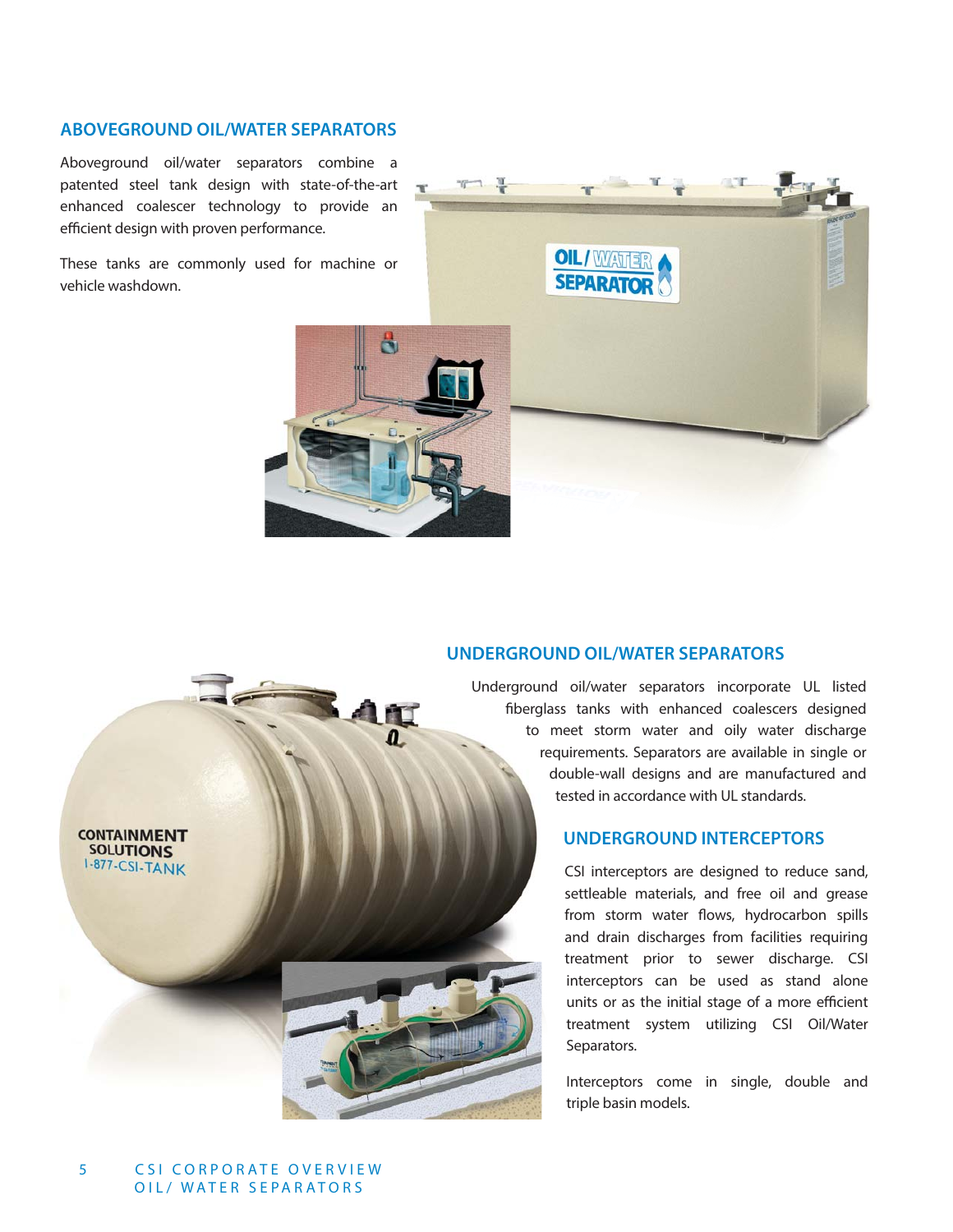## ABOVEGROUND OIL/WATER SEPARATORS

Aboveground oil/water separators combine a patented steel tank design with state-of-the-art enhanced coalescer technology to provide an efficient design with proven performance.

These tanks are commonly used for machine or vehicle washdown.

## UNDERGROUND OIL/WATER SEPARATORS

Underground oil/water separators incorporate UL listed fiberglass tanks with enhanced coalescers designed to meet storm water and oily water discharge requirements. Separators are available in single or double-wall designs and are manufactured and tested in accordance with UL standards.

### UNDERGROUND INTERCEPTORS

CSI interceptors are designed to reduce sand, settleable materials, and free oil and grease from storm water flows, hydrocarbon spills and drain discharges from facilities requiring treatment prior to sewer discharge. CSI interceptors can be used as stand alone units or as the initial stage of a more efficient treatment system utilizing CSI Oil/Water Separators.

Interceptors come in single, double and triple basin models.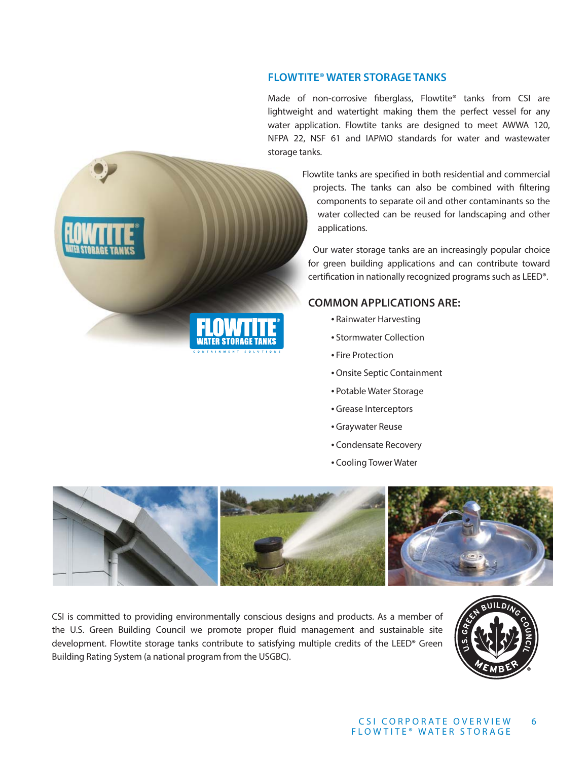## FLOWTITE® WATER STORAGE TANKS

Made of non-corrosive fiberglass, Flowtite® tanks from CSI are lightweight and watertight making them the perfect vessel for any water application. Flowtite tanks are designed to meet AWWA 120, NFPA 22, NSF 61 and IAPMO standards for water and wastewater storage tanks.

Flowtite tanks are specified in both residential and commercial projects. The tanks can also be combined with filtering components to separate oil and other contaminants so the water collected can be reused for landscaping and other applications.

Our water storage tanks are an increasingly popular choice for green building applications and can contribute toward certification in nationally recognized programs such as LEED®.

### COMMON APPLICATIONS ARE:

- Rainwater Harvesting
- Stormwater Collection
- Fire Protection
- Onsite Septic Containment
- Potable Water Storage
- Grease Interceptors
- Graywater Reuse
- Condensate Recovery
- Cooling Tower Water

CSI is committed to providing environmentally conscious designs and products. As a member of the U.S. Green Building Council we promote proper fluid management and sustainable site development. Flowtite storage tanks contribute to satisfying multiple credits of the LEED® Green Building Rating System (a national program from the USGBC).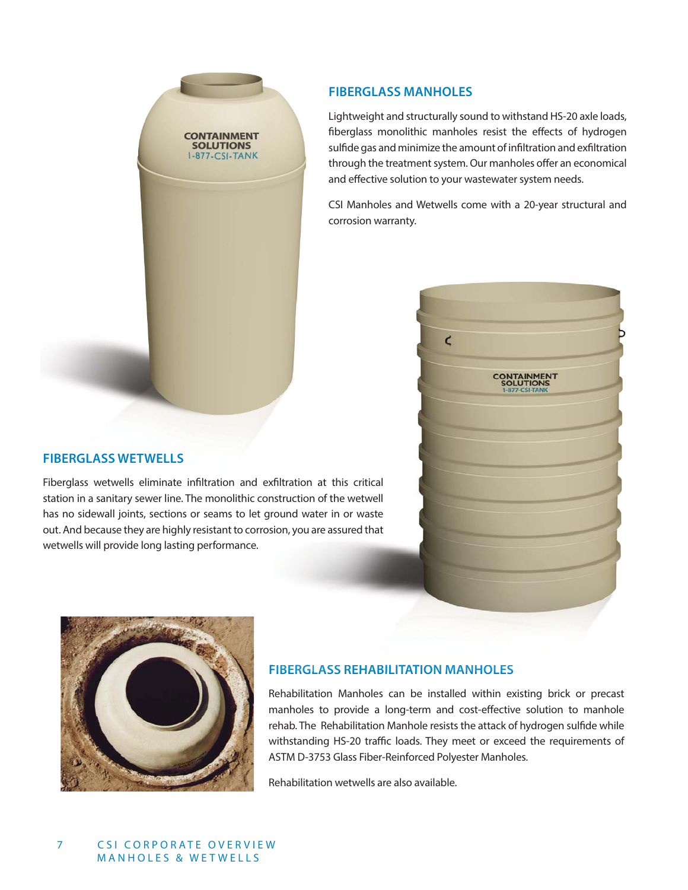## FIBERGLASS MANHOLES

Lightweight and structurally sound to withstand HS-20 axle loads, fiberglass monolithic manholes resist the effects of hydrogen sulfide gas and minimize the amount of infiltration and exfiltration through the treatment system. Our manholes offer an economical and effective solution to your wastewater system needs.

CSI Manholes and Wetwells come with a 20-year structural and corrosion warranty.

## FIBERGLASS WETWELLS

Fiberglass wetwells eliminate infiltration and exfiltration at this critical station in a sanitary sewer line. The monolithic construction of the wetwell has no sidewall joints, sections or seams to let ground water in or waste out. And because they are highly resistant to corrosion, you are assured that wetwells will provide long lasting performance.

## FIBERGLASS REHABILITATION MANHOLES

Rehabilitation Manholes can be installed within existing brick or precast manholes to provide a long-term and cost-effective solution to manhole rehab. The Rehabilitation Manhole resists the attack of hydrogen sulfide while withstanding HS-20 traffic loads. They meet or exceed the requirements of ASTM D-3753 Glass Fiber-Reinforced Polyester Manholes.

Rehabilitation wetwells are also available.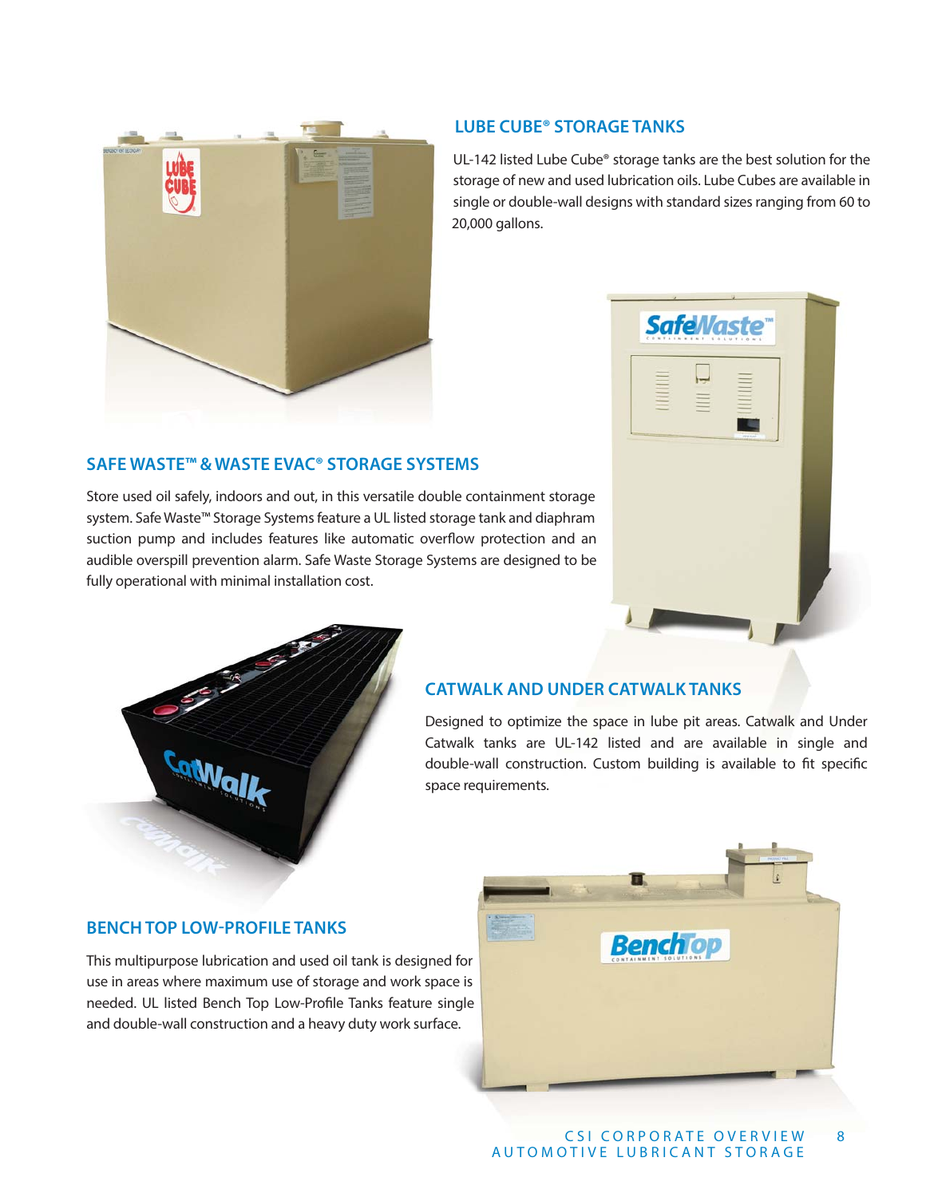## LUBE CUBE® STORAGE TANKS

UL-142 listed Lube Cube® storage tanks are the best solution for the storage of new and used lubrication oils. Lube Cubes are available in single or double-wall designs with standard sizes ranging from 60 to 20,000 gallons.

## SAFE WASTE™ & WASTE EVAC® STORAGE SYSTEMS

Store used oil safely, indoors and out, in this versatile double containment storage system. Safe Waste™ Storage Systems feature a UL listed storage tank and diaphram suction pump and includes features like automatic overflow protection and an audible overspill prevention alarm. Safe Waste Storage Systems are designed to be fully operational with minimal installation cost.

## CATWALK AND UNDER CATWALK TANKS

Designed to optimize the space in lube pit areas. Catwalk and Under Catwalk tanks are UL-142 listed and are available in single and double-wall construction. Custom building is available to fit specific space requirements.

## BENCH TOP LOW-PROFILE TANKS

This multipurpose lubrication and used oil tank is designed for use in areas where maximum use of storage and work space is needed. UL listed Bench Top Low-Profile Tanks feature single and double-wall construction and a heavy duty work surface.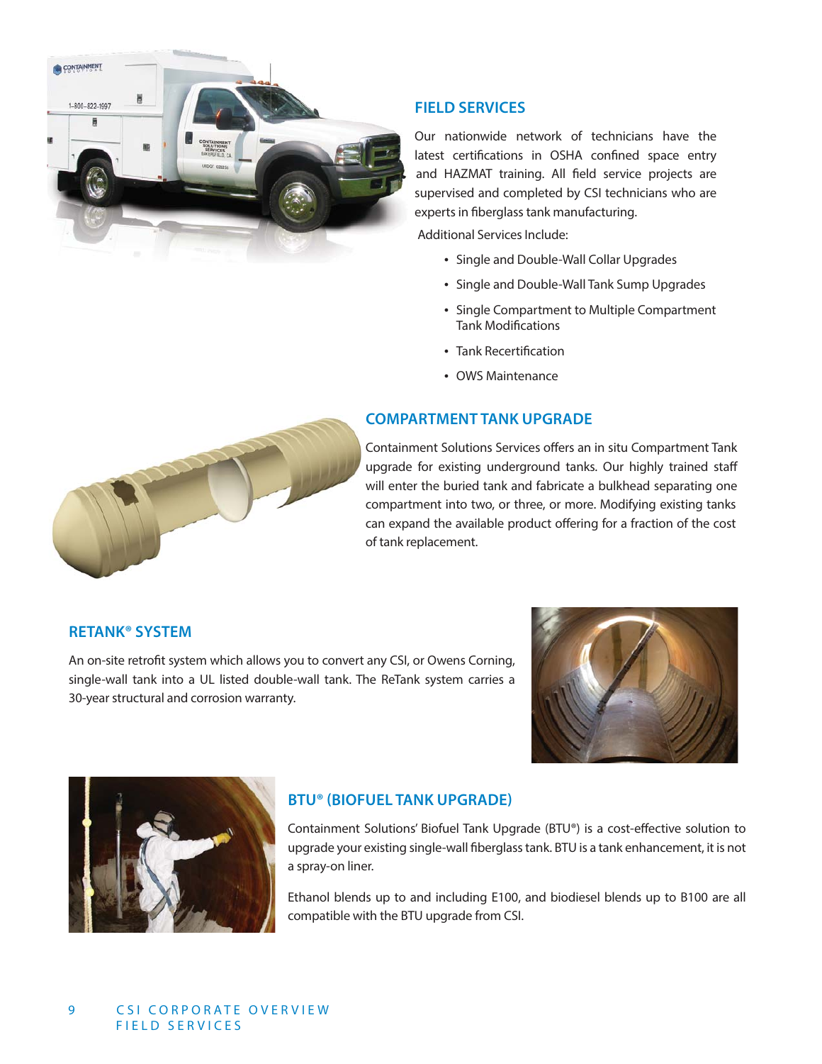## FIELD SERVICES

Our nationwide network of technicians have the latest certifications in OSHA confined space entry and HAZMAT training. All field service projects are supervised and completed by CSI technicians who are experts in fiberglass tank manufacturing.

Additional Services Include:

- Single and Double-Wall Collar Upgrades
- Single and Double-Wall Tank Sump Upgrades
- Single Compartment to Multiple Compartment Tank Modifications
- Tank Recertification
- OWS Maintenance

## COMPARTMENT TANK UPGRADE

Containment Solutions Services offers an in situ Compartment Tank upgrade for existing underground tanks. Our highly trained staff will enter the buried tank and fabricate a bulkhead separating one compartment into two, or three, or more. Modifying existing tanks can expand the available product offering for a fraction of the cost of tank replacement.

## RETANK® SYSTEM

An on-site retrofit system which allows you to convert any CSI, or Owens Corning, single-wall tank into a UL listed double-wall tank. The ReTank system carries a 30-year structural and corrosion warranty.

## BTU® (BIOFUEL TANK UPGRADE)

Containment Solutions' Biofuel Tank Upgrade (BTU®) is a cost-effective solution to upgrade your existing single-wall fiberglass tank. BTU is a tank enhancement, it is not a spray-on liner.

Ethanol blends up to and including E100, and biodiesel blends up to B100 are all compatible with the BTU upgrade from CSI.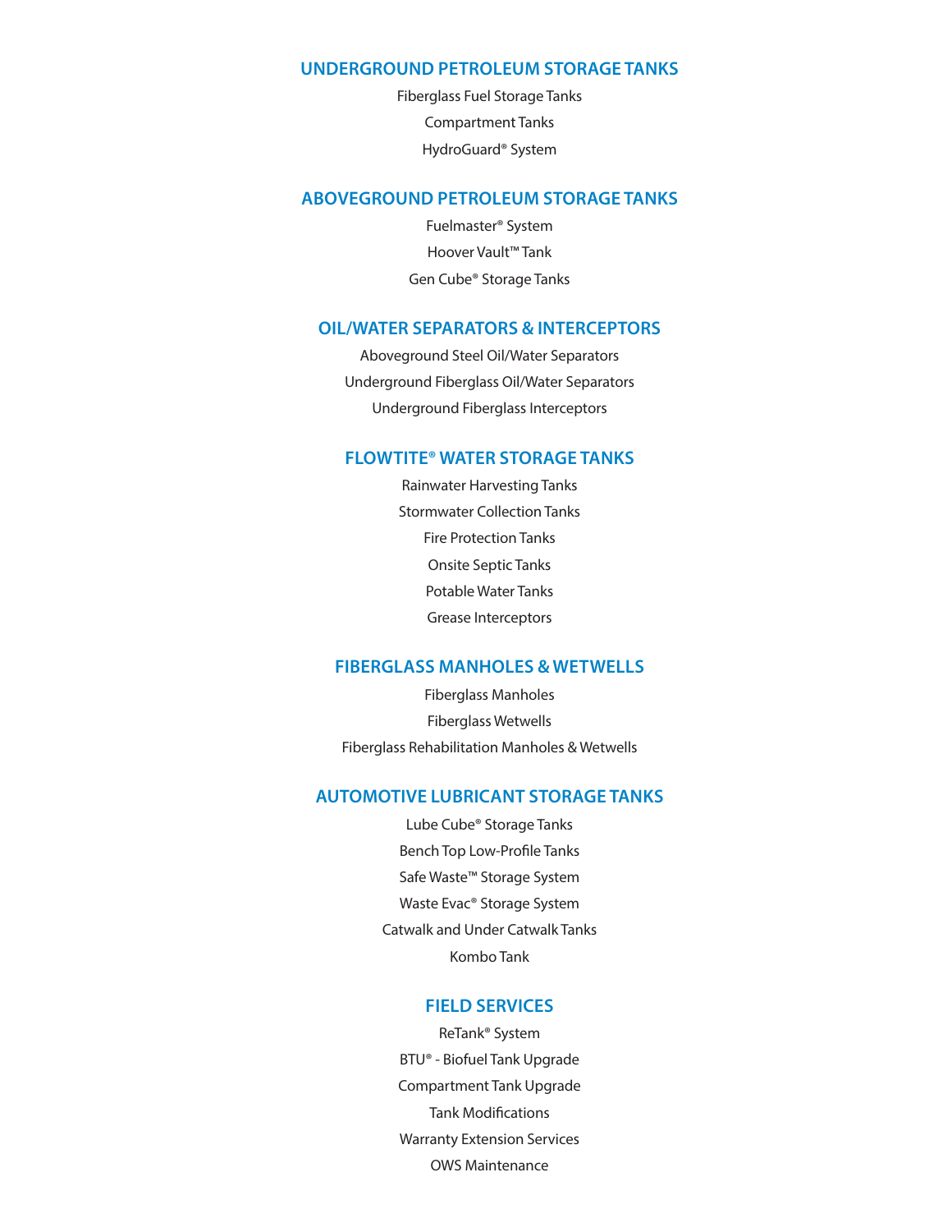## UNDERGROUND PETROLEUM STORAGE TANKS

Fiberglass Fuel Storage Tanks

Compartment Tanks

HydroGuard® System

## ABOVEGROUND PETROLEUM STORAGE TANKS

Fuelmaster® System

Hoover Vault™ Tank

Gen Cube® Storage Tanks

## OIL/WATER SEPARATORS & INTERCEPTORS

Aboveground Steel Oil/Water Separators

Underground Fiberglass Oil/Water Separators

Underground Fiberglass Interceptors

## FLOWTITE® WATER STORAGE TANKS

Rainwater Harvesting Tanks

Stormwater Collection Tanks

Fire Protection Tanks

Onsite Septic Tanks

Potable Water Tanks

Grease Interceptors

## FIBERGLASS MANHOLES & WETWELLS

Fiberglass Manholes

Fiberglass Wetwells

Fiberglass Rehabilitation Manholes & Wetwells

## AUTOMOTIVE LUBRICANT STORAGE TANKS

Lube Cube® Storage Tanks

Bench Top Low-Profile Tanks

Safe Waste™ Storage System

Waste Evac® Storage System

Catwalk and Under Catwalk Tanks

Kombo Tank

## FIELD SERVICES

ReTank® System

BTU® - Biofuel Tank Upgrade

Compartment Tank Upgrade

Tank Modifications

Warranty Extension Services

OWS Maintenance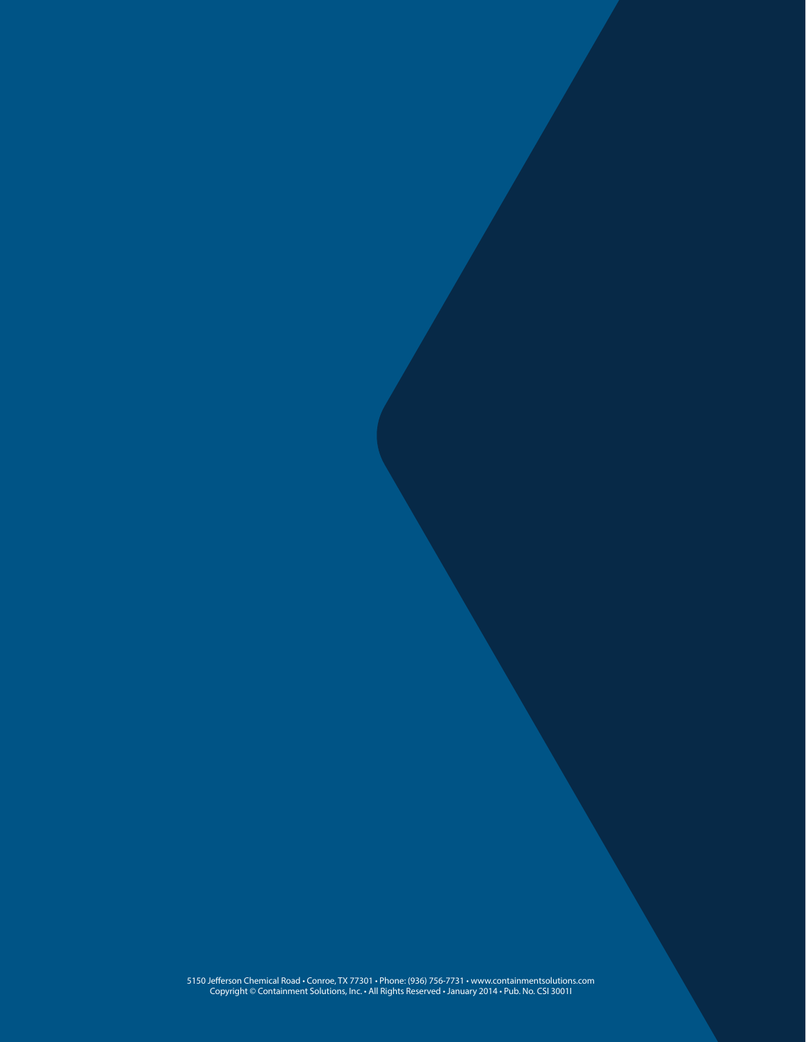5150 Jefferson Chemical Road • Conroe, TX 77301 • Phone: (936) 756-7731 • www.containmentsolutions.com
Copyright © Containment Solutions, Inc. • All Rights Reserved • January 2014 • Pub. No. CSI 3001I